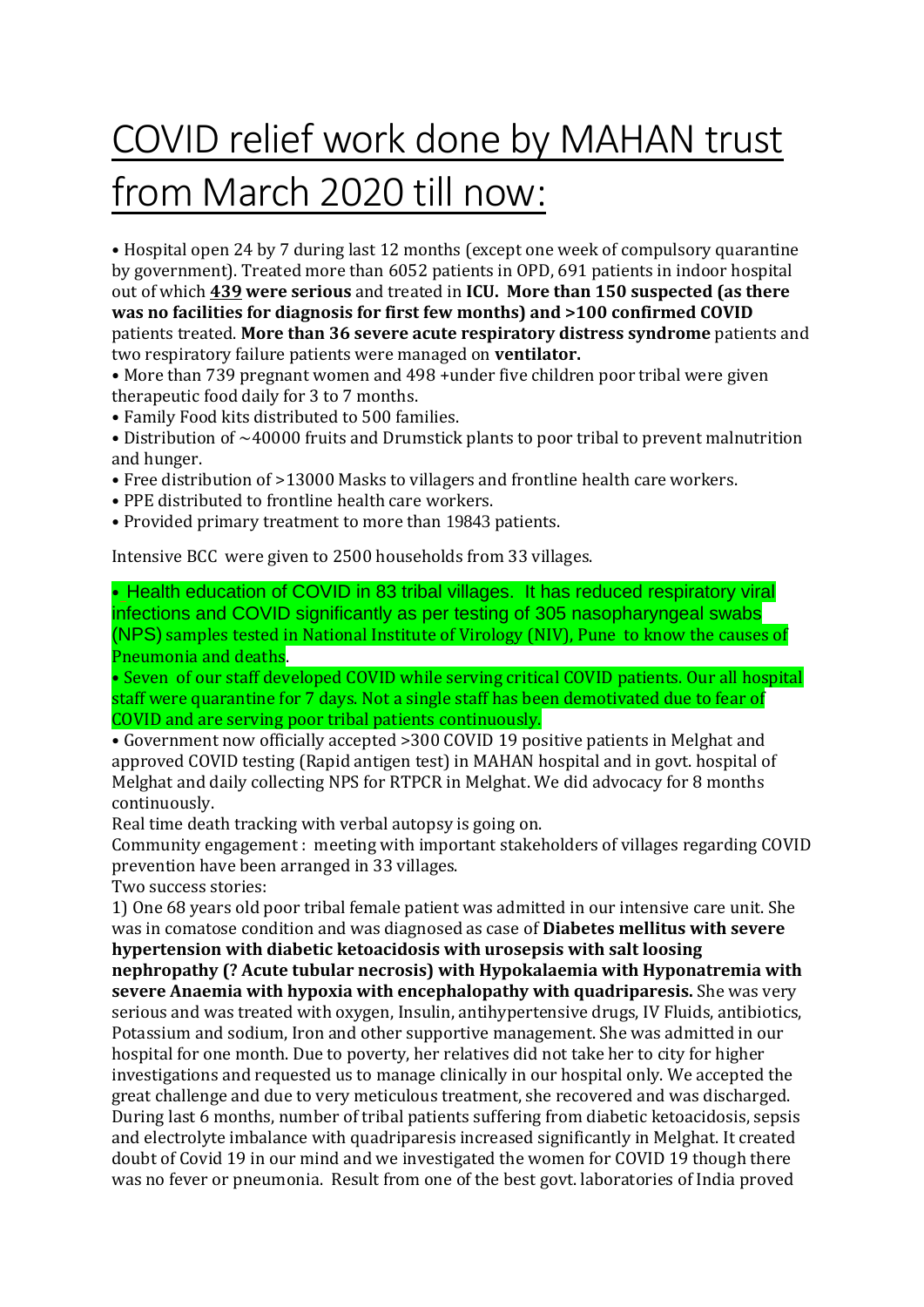# COVID relief work done by MAHAN trust from March 2020 till now:

- Hospital open 24 by 7 during last 12 months (except one week of compulsory quarantine by government). Treated more than 6052 patients in OPD, 691 patients in indoor hospital out of which **439 were serious** and treated in **ICU. More than 150 suspected (as there was no facilities for diagnosis for first few months) and >100 confirmed COVID** patients treated. **More than 36 severe acute respiratory distress syndrome** patients and two respiratory failure patients were managed on **ventilator.**
- More than 739 pregnant women and 498 +under five children poor tribal were given therapeutic food daily for 3 to 7 months.
- Family Food kits distributed to 500 families.
- Distribution of ~40000 fruits and Drumstick plants to poor tribal to prevent malnutrition and hunger.
- Free distribution of >13000 Masks to villagers and frontline health care workers.
- PPE distributed to frontline health care workers.
- Provided primary treatment to more than 19843 patients.

Intensive BCC were given to 2500 households from 33 villages.

- Health education of COVID in 83 tribal villages. It has reduced respiratory viral infections and COVID significantly as per testing of 305 nasopharyngeal swabs (NPS) samples tested in National Institute of Virology (NIV), Pune to know the causes of Pneumonia and deaths.
- Seven of our staff developed COVID while serving critical COVID patients. Our all hospital staff were quarantine for 7 days. Not a single staff has been demotivated due to fear of COVID and are serving poor tribal patients continuously.
- Government now officially accepted >300 COVID 19 positive patients in Melghat and approved COVID testing (Rapid antigen test) in MAHAN hospital and in govt. hospital of Melghat and daily collecting NPS for RTPCR in Melghat. We did advocacy for 8 months continuously.

Real time death tracking with verbal autopsy is going on.

Community engagement : meeting with important stakeholders of villages regarding COVID prevention have been arranged in 33 villages.

Two success stories:

1) One 68 years old poor tribal female patient was admitted in our intensive care unit. She was in comatose condition and was diagnosed as case of **Diabetes mellitus with severe hypertension with diabetic ketoacidosis with urosepsis with salt loosing nephropathy (? Acute tubular necrosis) with Hypokalaemia with Hyponatremia with severe Anaemia with hypoxia with encephalopathy with quadriparesis.** She was very serious and was treated with oxygen, Insulin, antihypertensive drugs, IV Fluids, antibiotics, Potassium and sodium, Iron and other supportive management. She was admitted in our hospital for one month. Due to poverty, her relatives did not take her to city for higher investigations and requested us to manage clinically in our hospital only. We accepted the great challenge and due to very meticulous treatment, she recovered and was discharged. During last 6 months, number of tribal patients suffering from diabetic ketoacidosis, sepsis and electrolyte imbalance with quadriparesis increased significantly in Melghat. It created doubt of Covid 19 in our mind and we investigated the women for COVID 19 though there was no fever or pneumonia. Result from one of the best govt. laboratories of India proved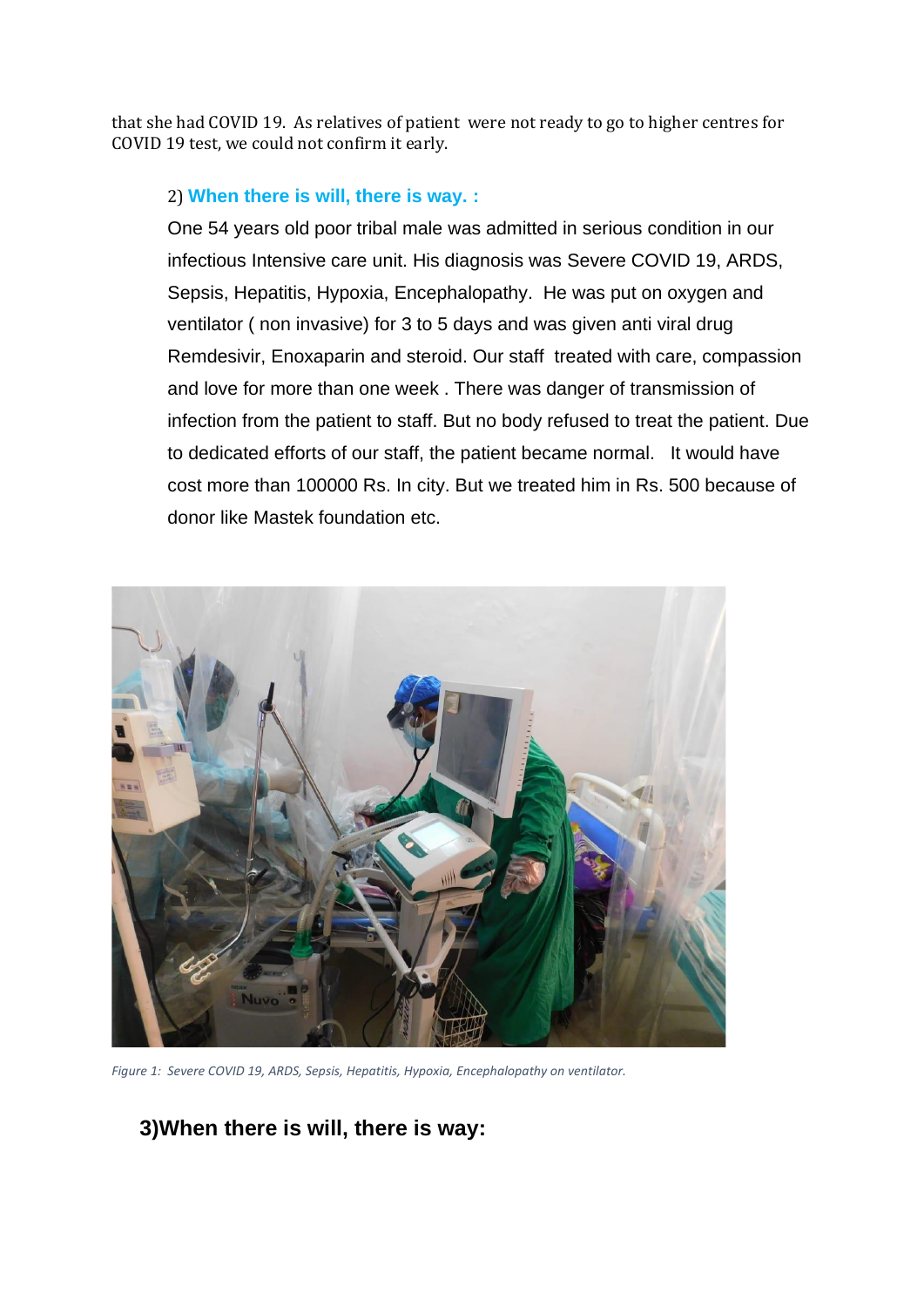that she had COVID 19. As relatives of patient were not ready to go to higher centres for COVID 19 test, we could not confirm it early.

### 2) **When there is will, there is way. :**

One 54 years old poor tribal male was admitted in serious condition in our infectious Intensive care unit. His diagnosis was Severe COVID 19, ARDS, Sepsis, Hepatitis, Hypoxia, Encephalopathy. He was put on oxygen and ventilator ( non invasive) for 3 to 5 days and was given anti viral drug Remdesivir, Enoxaparin and steroid. Our staff treated with care, compassion and love for more than one week . There was danger of transmission of infection from the patient to staff. But no body refused to treat the patient. Due to dedicated efforts of our staff, the patient became normal. It would have cost more than 100000 Rs. In city. But we treated him in Rs. 500 because of donor like Mastek foundation etc.

*Figure 1: Severe COVID 19, ARDS, Sepsis, Hepatitis, Hypoxia, Encephalopathy on ventilator.*

### 3)When there is will, there is way: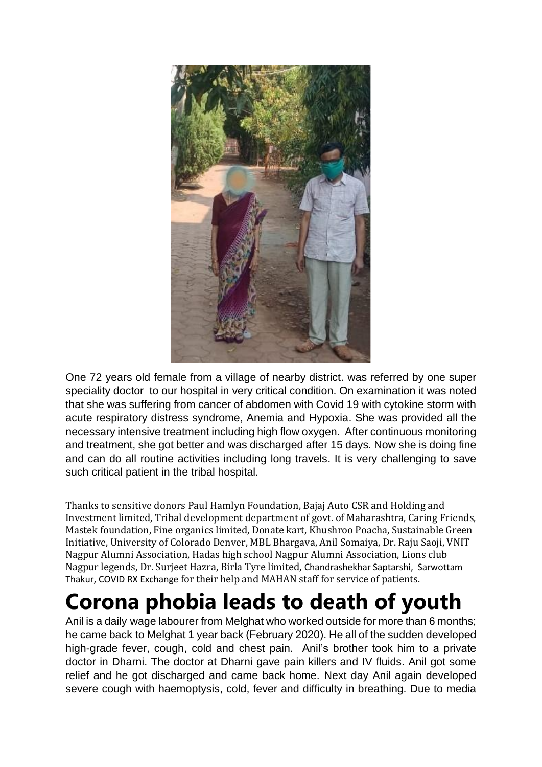One 72 years old female from a village of nearby district. was referred by one super speciality doctor to our hospital in very critical condition. On examination it was noted that she was suffering from cancer of abdomen with Covid 19 with cytokine storm with acute respiratory distress syndrome, Anemia and Hypoxia. She was provided all the necessary intensive treatment including high flow oxygen. After continuous monitoring and treatment, she got better and was discharged after 15 days. Now she is doing fine and can do all routine activities including long travels. It is very challenging to save such critical patient in the tribal hospital.

Thanks to sensitive donors Paul Hamlyn Foundation, Bajaj Auto CSR and Holding and Investment limited, Tribal development department of govt. of Maharashtra, Caring Friends, Mastek foundation, Fine organics limited, Donate kart, Khushroo Poacha, Sustainable Green Initiative, University of Colorado Denver, MBL Bhargava, Anil Somaiya, Dr. Raju Saoji, VNIT Nagpur Alumni Association, Hadas high school Nagpur Alumni Association, Lions club Nagpur legends, Dr. Surjeet Hazra, Birla Tyre limited, Chandrashekhar Saptarshi, Sarwottam Thakur, COVID RX Exchange for their help and MAHAN staff for service of patients.

# Corona phobia leads to death of youth

Anil is a daily wage labourer from Melghat who worked outside for more than 6 months; he came back to Melghat 1 year back (February 2020). He all of the sudden developed high-grade fever, cough, cold and chest pain. Anil's brother took him to a private doctor in Dharni. The doctor at Dharni gave pain killers and IV fluids. Anil got some relief and he got discharged and came back home. Next day Anil again developed severe cough with haemoptysis, cold, fever and difficulty in breathing. Due to media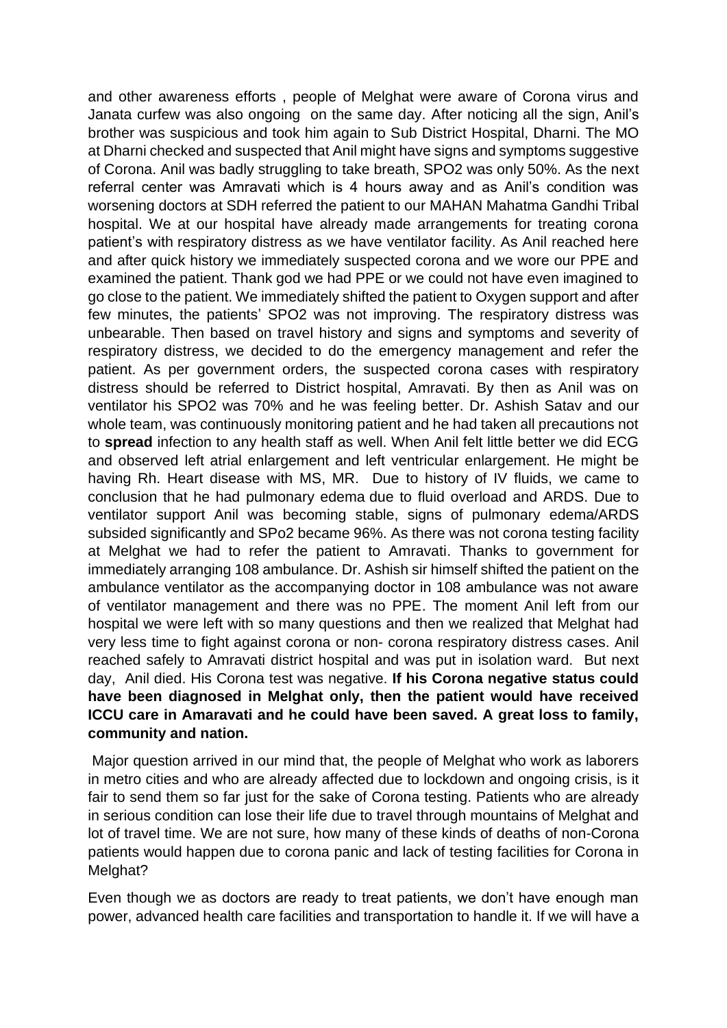and other awareness efforts , people of Melghat were aware of Corona virus and Janata curfew was also ongoing on the same day. After noticing all the sign, Anil's brother was suspicious and took him again to Sub District Hospital, Dharni. The MO at Dharni checked and suspected that Anil might have signs and symptoms suggestive of Corona. Anil was badly struggling to take breath, SPO2 was only 50%. As the next referral center was Amravati which is 4 hours away and as Anil's condition was worsening doctors at SDH referred the patient to our MAHAN Mahatma Gandhi Tribal hospital. We at our hospital have already made arrangements for treating corona patient's with respiratory distress as we have ventilator facility. As Anil reached here and after quick history we immediately suspected corona and we wore our PPE and examined the patient. Thank god we had PPE or we could not have even imagined to go close to the patient. We immediately shifted the patient to Oxygen support and after few minutes, the patients' SPO2 was not improving. The respiratory distress was unbearable. Then based on travel history and signs and symptoms and severity of respiratory distress, we decided to do the emergency management and refer the patient. As per government orders, the suspected corona cases with respiratory distress should be referred to District hospital, Amravati. By then as Anil was on ventilator his SPO2 was 70% and he was feeling better. Dr. Ashish Satav and our whole team, was continuously monitoring patient and he had taken all precautions not to **spread** infection to any health staff as well. When Anil felt little better we did ECG and observed left atrial enlargement and left ventricular enlargement. He might be having Rh. Heart disease with MS, MR. Due to history of IV fluids, we came to conclusion that he had pulmonary edema due to fluid overload and ARDS. Due to ventilator support Anil was becoming stable, signs of pulmonary edema/ARDS subsided significantly and SPo2 became 96%. As there was not corona testing facility at Melghat we had to refer the patient to Amravati. Thanks to government for immediately arranging 108 ambulance. Dr. Ashish sir himself shifted the patient on the ambulance ventilator as the accompanying doctor in 108 ambulance was not aware of ventilator management and there was no PPE. The moment Anil left from our hospital we were left with so many questions and then we realized that Melghat had very less time to fight against corona or non- corona respiratory distress cases. Anil reached safely to Amravati district hospital and was put in isolation ward. But next day, Anil died. His Corona test was negative. **If his Corona negative status could have been diagnosed in Melghat only, then the patient would have received ICCU care in Amaravati and he could have been saved. A great loss to family, community and nation.**

Major question arrived in our mind that, the people of Melghat who work as laborers in metro cities and who are already affected due to lockdown and ongoing crisis, is it fair to send them so far just for the sake of Corona testing. Patients who are already in serious condition can lose their life due to travel through mountains of Melghat and lot of travel time. We are not sure, how many of these kinds of deaths of non-Corona patients would happen due to corona panic and lack of testing facilities for Corona in Melghat?

Even though we as doctors are ready to treat patients, we don't have enough man power, advanced health care facilities and transportation to handle it. If we will have a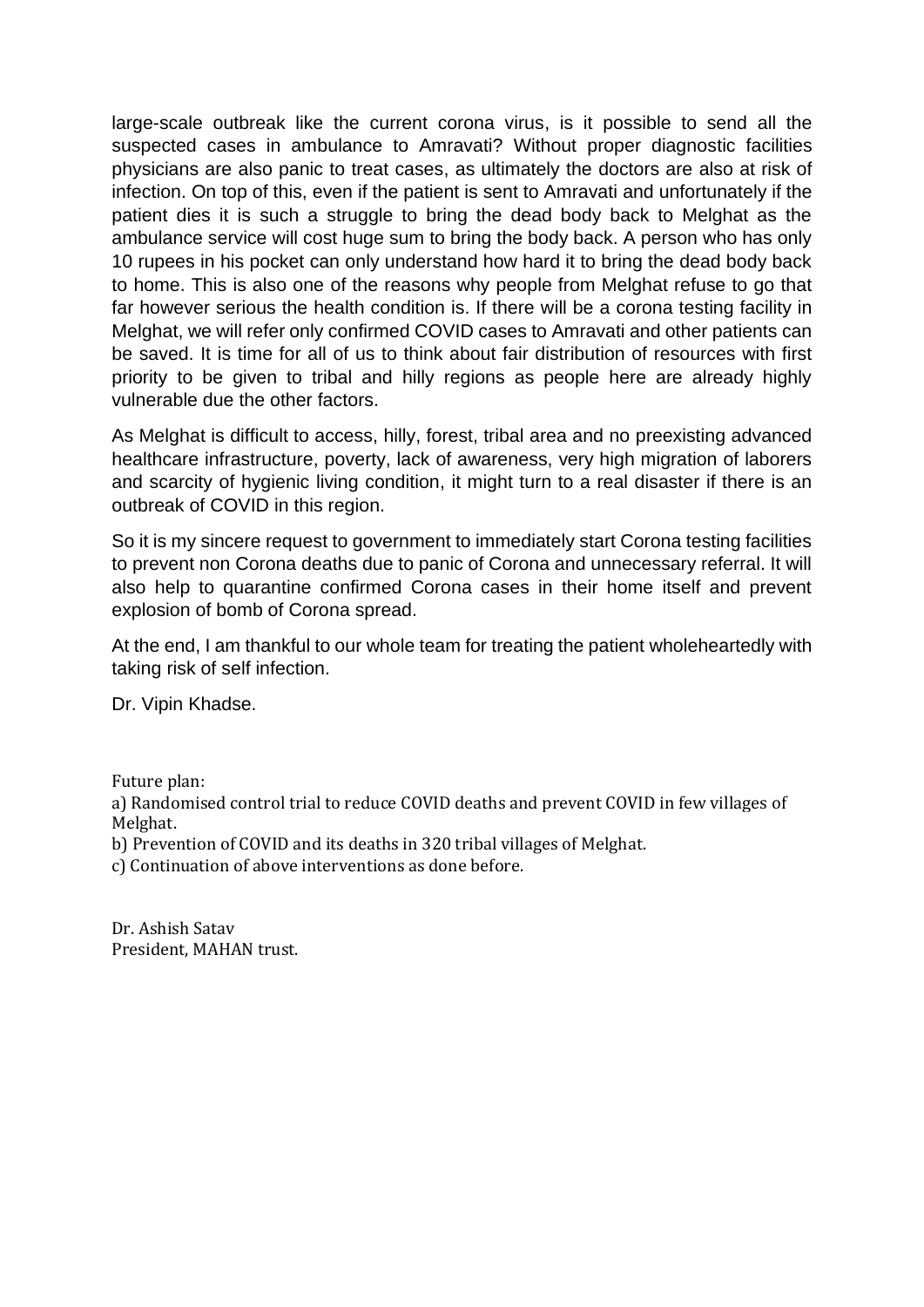large-scale outbreak like the current corona virus, is it possible to send all the suspected cases in ambulance to Amravati? Without proper diagnostic facilities physicians are also panic to treat cases, as ultimately the doctors are also at risk of infection. On top of this, even if the patient is sent to Amravati and unfortunately if the patient dies it is such a struggle to bring the dead body back to Melghat as the ambulance service will cost huge sum to bring the body back. A person who has only 10 rupees in his pocket can only understand how hard it to bring the dead body back to home. This is also one of the reasons why people from Melghat refuse to go that far however serious the health condition is. If there will be a corona testing facility in Melghat, we will refer only confirmed COVID cases to Amravati and other patients can be saved. It is time for all of us to think about fair distribution of resources with first priority to be given to tribal and hilly regions as people here are already highly vulnerable due the other factors.

As Melghat is difficult to access, hilly, forest, tribal area and no preexisting advanced healthcare infrastructure, poverty, lack of awareness, very high migration of laborers and scarcity of hygienic living condition, it might turn to a real disaster if there is an outbreak of COVID in this region.

So it is my sincere request to government to immediately start Corona testing facilities to prevent non Corona deaths due to panic of Corona and unnecessary referral. It will also help to quarantine confirmed Corona cases in their home itself and prevent explosion of bomb of Corona spread.

At the end, I am thankful to our whole team for treating the patient wholeheartedly with taking risk of self infection.

Dr. Vipin Khadse.

Future plan:

a) Randomised control trial to reduce COVID deaths and prevent COVID in few villages of Melghat.

b) Prevention of COVID and its deaths in 320 tribal villages of Melghat.

c) Continuation of above interventions as done before.

Dr. Ashish Satav
President, MAHAN trust.